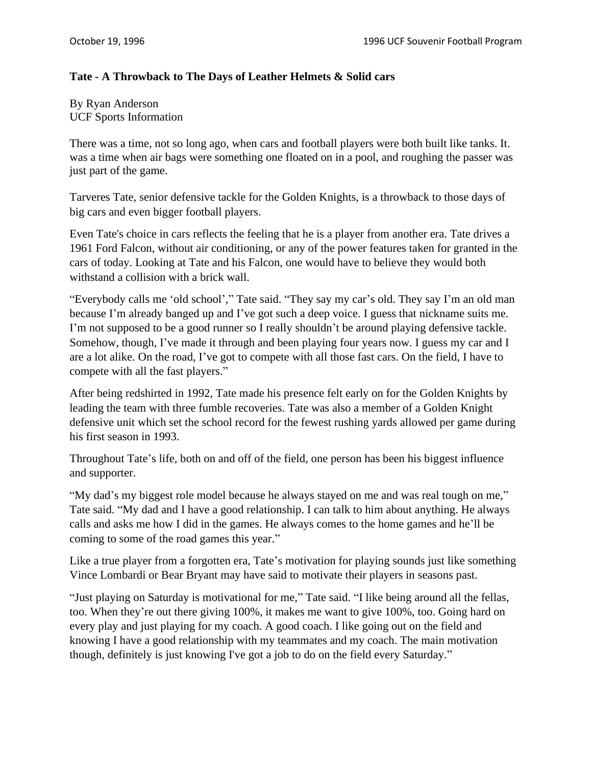**Tate - A Throwback to The Days of Leather Helmets & Solid cars**

By Ryan Anderson
UCF Sports Information

There was a time, not so long ago, when cars and football players were both built like tanks. It. was a time when air bags were something one floated on in a pool, and roughing the passer was just part of the game.

Tarveres Tate, senior defensive tackle for the Golden Knights, is a throwback to those days of big cars and even bigger football players.

Even Tate's choice in cars reflects the feeling that he is a player from another era. Tate drives a 1961 Ford Falcon, without air conditioning, or any of the power features taken for granted in the cars of today. Looking at Tate and his Falcon, one would have to believe they would both withstand a collision with a brick wall.

"Everybody calls me 'old school'," Tate said. "They say my car's old. They say I'm an old man because I'm already banged up and I've got such a deep voice. I guess that nickname suits me. I'm not supposed to be a good runner so I really shouldn't be around playing defensive tackle. Somehow, though, I've made it through and been playing four years now. I guess my car and I are a lot alike. On the road, I've got to compete with all those fast cars. On the field, I have to compete with all the fast players."

After being redshirted in 1992, Tate made his presence felt early on for the Golden Knights by leading the team with three fumble recoveries. Tate was also a member of a Golden Knight defensive unit which set the school record for the fewest rushing yards allowed per game during his first season in 1993.

Throughout Tate's life, both on and off of the field, one person has been his biggest influence and supporter.

"My dad's my biggest role model because he always stayed on me and was real tough on me," Tate said. "My dad and I have a good relationship. I can talk to him about anything. He always calls and asks me how I did in the games. He always comes to the home games and he'll be coming to some of the road games this year."

Like a true player from a forgotten era, Tate's motivation for playing sounds just like something Vince Lombardi or Bear Bryant may have said to motivate their players in seasons past.

"Just playing on Saturday is motivational for me," Tate said. "I like being around all the fellas, too. When they're out there giving 100%, it makes me want to give 100%, too. Going hard on every play and just playing for my coach. A good coach. I like going out on the field and knowing I have a good relationship with my teammates and my coach. The main motivation though, definitely is just knowing I've got a job to do on the field every Saturday."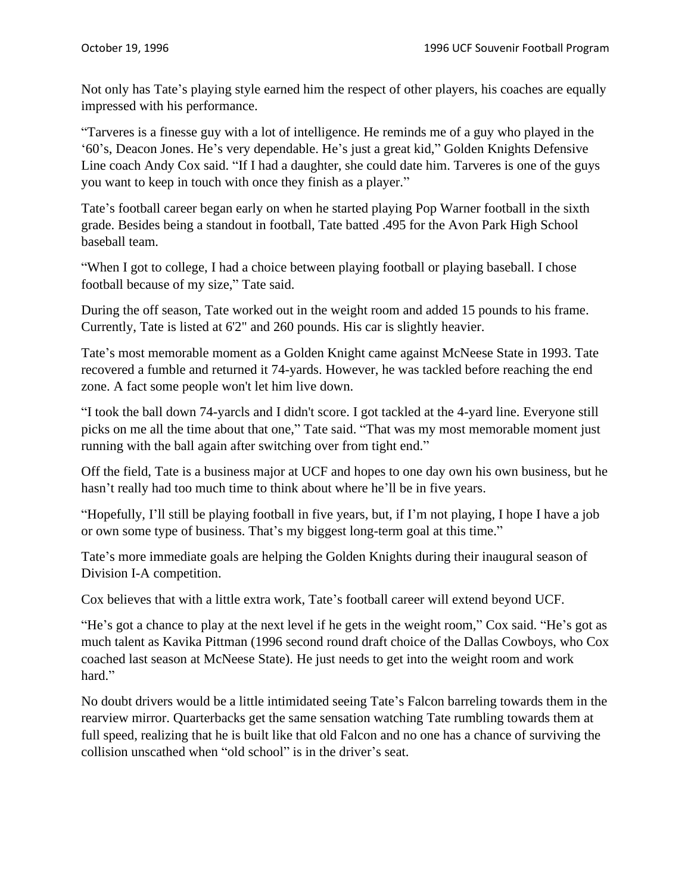Not only has Tate's playing style earned him the respect of other players, his coaches are equally impressed with his performance.

"Tarveres is a finesse guy with a lot of intelligence. He reminds me of a guy who played in the '60's, Deacon Jones. He's very dependable. He's just a great kid," Golden Knights Defensive Line coach Andy Cox said. "If I had a daughter, she could date him. Tarveres is one of the guys you want to keep in touch with once they finish as a player."

Tate's football career began early on when he started playing Pop Warner football in the sixth grade. Besides being a standout in football, Tate batted .495 for the Avon Park High School baseball team.

"When I got to college, I had a choice between playing football or playing baseball. I chose football because of my size," Tate said.

During the off season, Tate worked out in the weight room and added 15 pounds to his frame. Currently, Tate is listed at 6'2" and 260 pounds. His car is slightly heavier.

Tate's most memorable moment as a Golden Knight came against McNeese State in 1993. Tate recovered a fumble and returned it 74-yards. However, he was tackled before reaching the end zone. A fact some people won't let him live down.

"I took the ball down 74-yarcls and I didn't score. I got tackled at the 4-yard line. Everyone still picks on me all the time about that one," Tate said. "That was my most memorable moment just running with the ball again after switching over from tight end."

Off the field, Tate is a business major at UCF and hopes to one day own his own business, but he hasn't really had too much time to think about where he'll be in five years.

"Hopefully, I'll still be playing football in five years, but, if I'm not playing, I hope I have a job or own some type of business. That's my biggest long-term goal at this time."

Tate's more immediate goals are helping the Golden Knights during their inaugural season of Division I-A competition.

Cox believes that with a little extra work, Tate's football career will extend beyond UCF.

"He's got a chance to play at the next level if he gets in the weight room," Cox said. "He's got as much talent as Kavika Pittman (1996 second round draft choice of the Dallas Cowboys, who Cox coached last season at McNeese State). He just needs to get into the weight room and work hard."

No doubt drivers would be a little intimidated seeing Tate's Falcon barreling towards them in the rearview mirror. Quarterbacks get the same sensation watching Tate rumbling towards them at full speed, realizing that he is built like that old Falcon and no one has a chance of surviving the collision unscathed when "old school" is in the driver's seat.